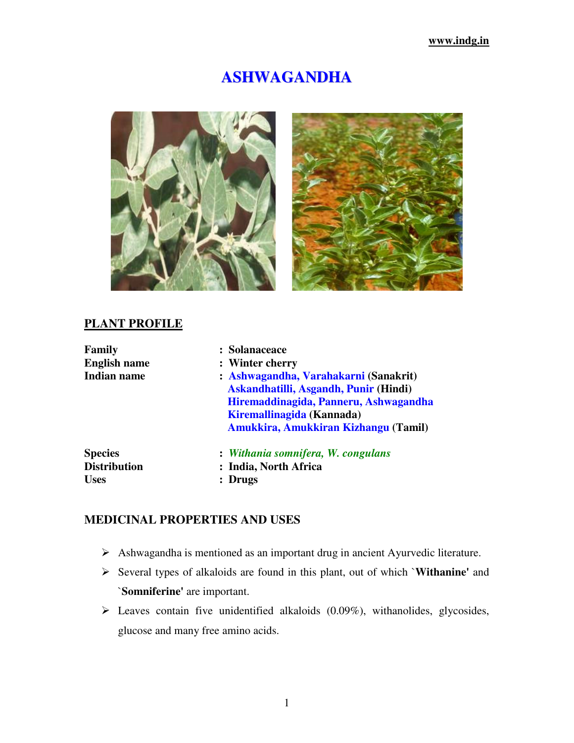# ASHWAGANDHA

## PLANT PROFILE

**Family** : **Solanaceace**
**English name** : **Winter cherry**
**Indian name** : **Ashwagandha, Varahakarni (Sanakrit)**
**Askandhatilli, Asgandh, Punir (Hindi)**
**Hiremaddinagida, Panneru, Ashwagandha**
**Kiremallinagida (Kannada)**
**Amukkira, Amukkiran Kizhangu (Tamil)**

**Species** : ***Withania somnifera, W. congulans***
**Distribution** : **India, North Africa**
**Uses** : **Drugs**

### MEDICINAL PROPERTIES AND USES

- Ashwagandha is mentioned as an important drug in ancient Ayurvedic literature.
- Several types of alkaloids are found in this plant, out of which `**Withanine'** and `**Somniferine'** are important.
- Leaves contain five unidentified alkaloids (0.09%), withanolides, glycosides, glucose and many free amino acids.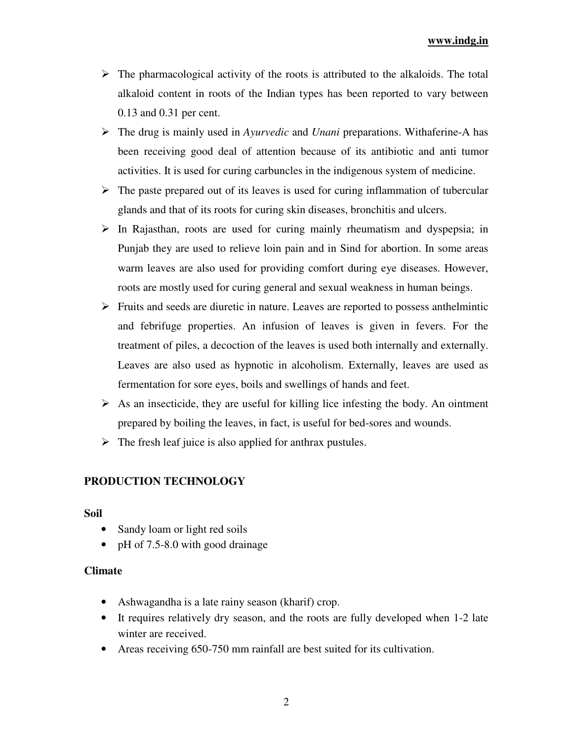- The pharmacological activity of the roots is attributed to the alkaloids. The total alkaloid content in roots of the Indian types has been reported to vary between 0.13 and 0.31 per cent.
- The drug is mainly used in *Ayurvedic* and *Unani* preparations. Withaferine-A has been receiving good deal of attention because of its antibiotic and anti tumor activities. It is used for curing carbuncles in the indigenous system of medicine.
- The paste prepared out of its leaves is used for curing inflammation of tubercular glands and that of its roots for curing skin diseases, bronchitis and ulcers.
- In Rajasthan, roots are used for curing mainly rheumatism and dyspepsia; in Punjab they are used to relieve loin pain and in Sind for abortion. In some areas warm leaves are also used for providing comfort during eye diseases. However, roots are mostly used for curing general and sexual weakness in human beings.
- Fruits and seeds are diuretic in nature. Leaves are reported to possess anthelmintic and febrifuge properties. An infusion of leaves is given in fevers. For the treatment of piles, a decoction of the leaves is used both internally and externally. Leaves are also used as hypnotic in alcoholism. Externally, leaves are used as fermentation for sore eyes, boils and swellings of hands and feet.
- As an insecticide, they are useful for killing lice infesting the body. An ointment prepared by boiling the leaves, in fact, is useful for bed-sores and wounds.
- The fresh leaf juice is also applied for anthrax pustules.

## PRODUCTION TECHNOLOGY

### Soil

- Sandy loam or light red soils
- pH of 7.5-8.0 with good drainage

### Climate

- Ashwagandha is a late rainy season (kharif) crop.
- It requires relatively dry season, and the roots are fully developed when 1-2 late winter are received.
- Areas receiving 650-750 mm rainfall are best suited for its cultivation.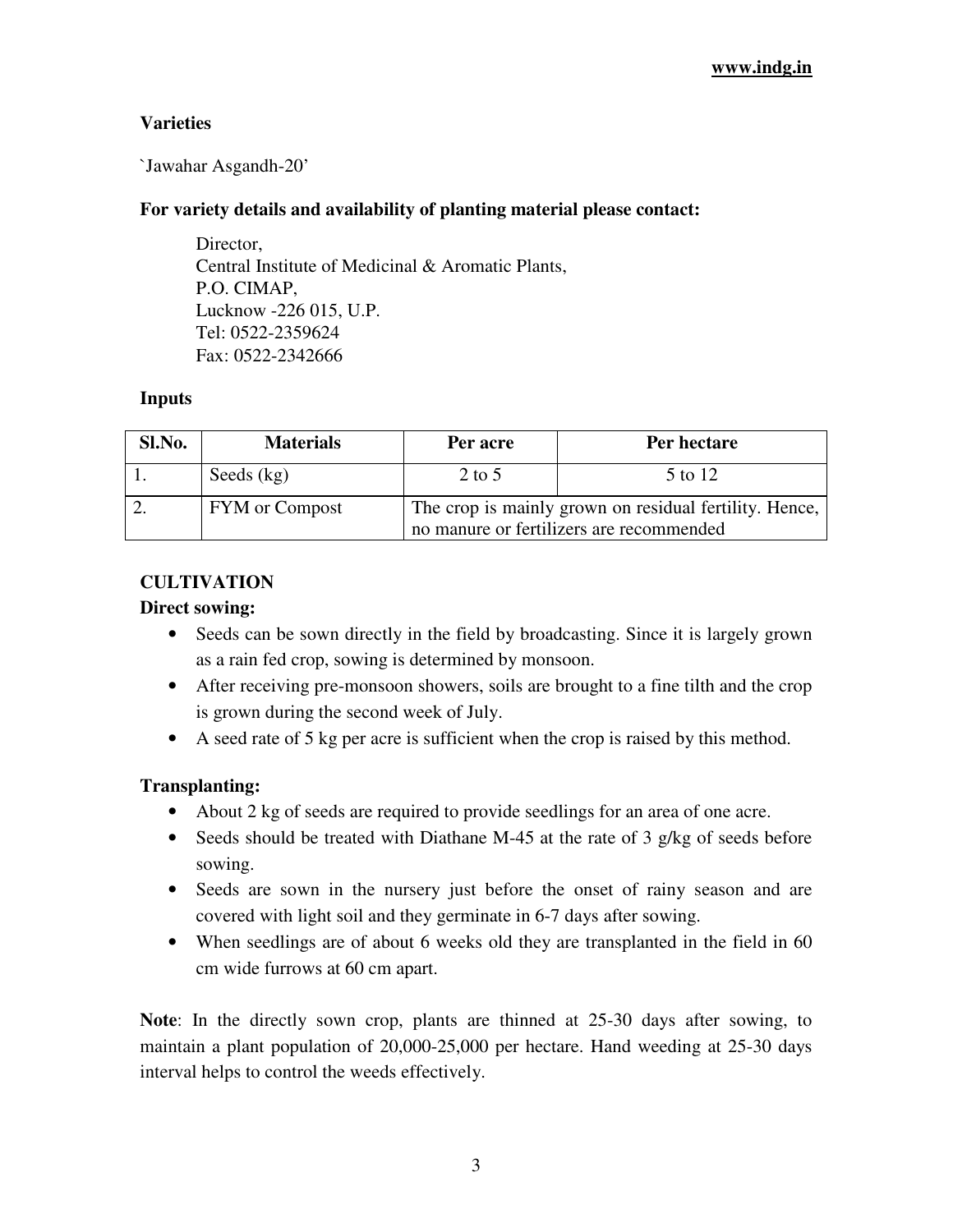### Varieties

`Jawahar Asgandh-20'

**For variety details and availability of planting material please contact:**

Director,
Central Institute of Medicinal & Aromatic Plants,
P.O. CIMAP,
Lucknow -226 015, U.P.
Tel: 0522-2359624
Fax: 0522-2342666

### Inputs

| Sl.No. | Materials | Per acre | Per hectare |
|---|---|---|---|
| 1. | Seeds (kg) | 2 to 5 | 5 to 12 |
| 2. | FYM or Compost | The crop is mainly grown on residual fertility. Hence, no manure or fertilizers are recommended | |

## CULTIVATION

**Direct sowing:**

- Seeds can be sown directly in the field by broadcasting. Since it is largely grown as a rain fed crop, sowing is determined by monsoon.
- After receiving pre-monsoon showers, soils are brought to a fine tilth and the crop is grown during the second week of July.
- A seed rate of 5 kg per acre is sufficient when the crop is raised by this method.

**Transplanting:**

- About 2 kg of seeds are required to provide seedlings for an area of one acre.
- Seeds should be treated with Diathane M-45 at the rate of 3 g/kg of seeds before sowing.
- Seeds are sown in the nursery just before the onset of rainy season and are covered with light soil and they germinate in 6-7 days after sowing.
- When seedlings are of about 6 weeks old they are transplanted in the field in 60 cm wide furrows at 60 cm apart.

**Note**: In the directly sown crop, plants are thinned at 25-30 days after sowing, to maintain a plant population of 20,000-25,000 per hectare. Hand weeding at 25-30 days interval helps to control the weeds effectively.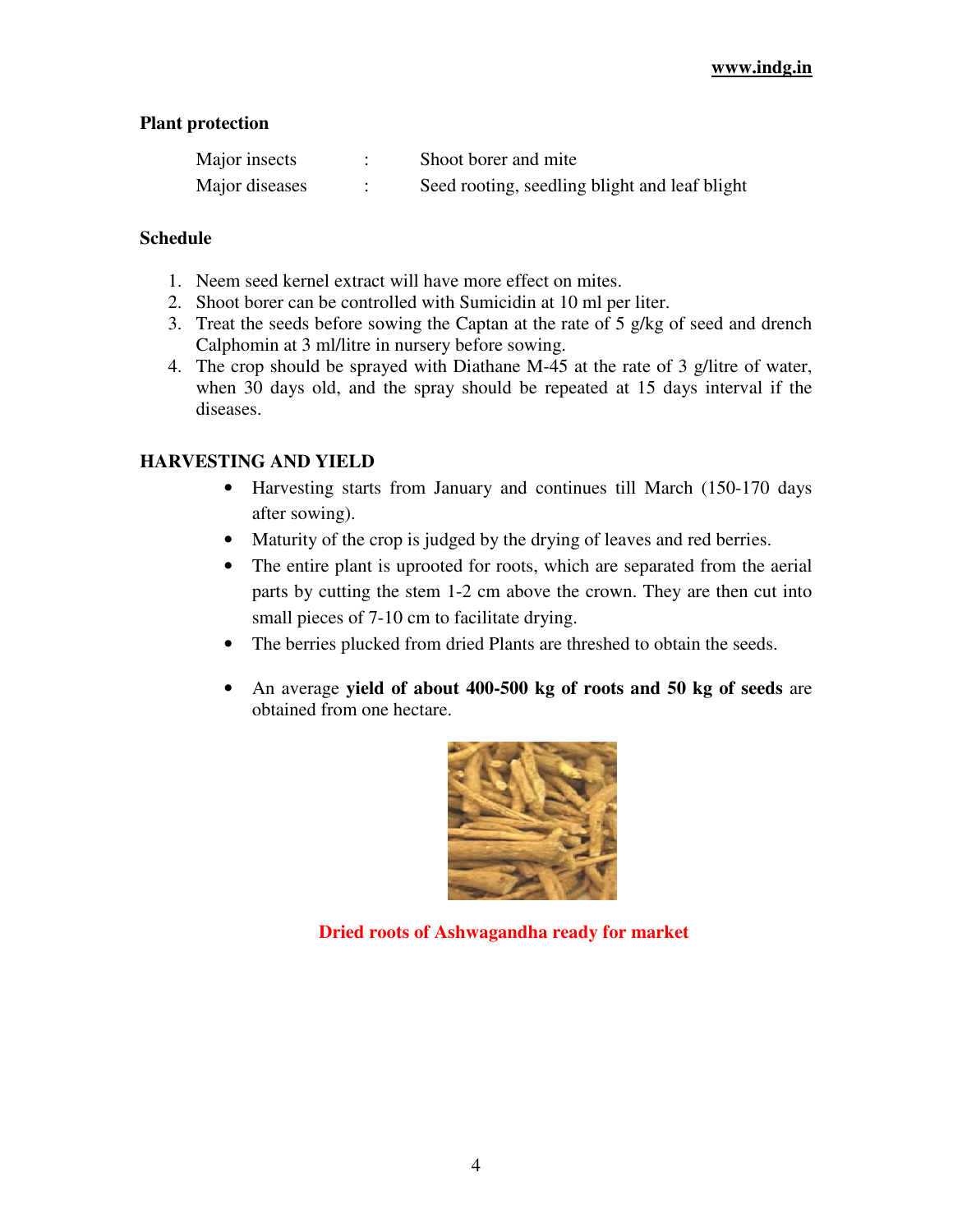### Plant protection

| | | |
|---|---|---|
| Major insects | : | Shoot borer and mite |
| Major diseases | : | Seed rooting, seedling blight and leaf blight |

### Schedule

1. Neem seed kernel extract will have more effect on mites.
2. Shoot borer can be controlled with Sumicidin at 10 ml per liter.
3. Treat the seeds before sowing the Captan at the rate of 5 g/kg of seed and drench Calphomin at 3 ml/litre in nursery before sowing.
4. The crop should be sprayed with Diathane M-45 at the rate of 3 g/litre of water, when 30 days old, and the spray should be repeated at 15 days interval if the diseases.

### HARVESTING AND YIELD

- Harvesting starts from January and continues till March (150-170 days after sowing).
- Maturity of the crop is judged by the drying of leaves and red berries.
- The entire plant is uprooted for roots, which are separated from the aerial parts by cutting the stem 1-2 cm above the crown. They are then cut into small pieces of 7-10 cm to facilitate drying.
- The berries plucked from dried Plants are threshed to obtain the seeds.
- An average **yield of about 400-500 kg of roots and 50 kg of seeds** are obtained from one hectare.

**Dried roots of Ashwagandha ready for market**